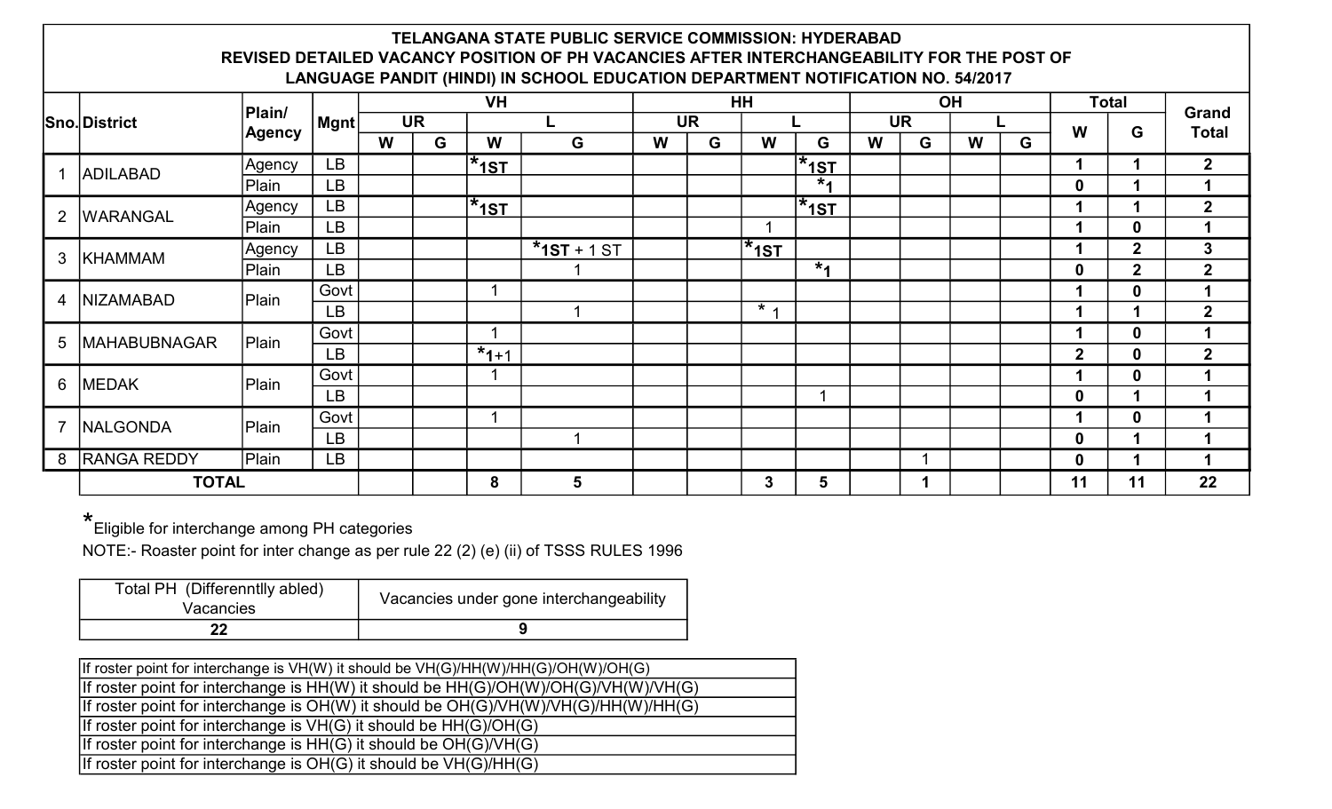# TELANGANA STATE PUBLIC SERVICE COMMISSION: HYDERABAD

## REVISED DETAILED VACANCY POSITION OF PH VACANCIES AFTER INTERCHANGEABILITY FOR THE POST OF LANGUAGE PANDIT (HINDI) IN SCHOOL EDUCATION DEPARTMENT NOTIFICATION NO. 54/2017

| Sno. | District | Plain/ Agency | Mgnt | VH | | | | HH | | | | OH | | | | Total | | Grand Total |
|---|---|---|---|---|---|---|---|---|---|---|---|---|---|---|---|---|---|---|
| | | | | UR | | L | | UR | | L | | UR | | L | | W | G | |
| | | | | W | G | W | G | W | G | W | G | W | G | W | G | | | |
| 1 | ADILABAD | Agency | LB | | | *1ST | | | | | *1ST | | | | | **1** | **1** | **2** |
| | | Plain | LB | | | | | | | | *1 | | | | | **0** | **1** | **1** |
| 2 | WARANGAL | Agency | LB | | | *1ST | | | | | *1ST | | | | | **1** | **1** | **2** |
| | | Plain | LB | | | | | | | 1 | | | | | | **1** | **0** | **1** |
| 3 | KHAMMAM | Agency | LB | | | | *1ST + 1 ST | | | *1ST | | | | | | **1** | **2** | **3** |
| | | Plain | LB | | | | 1 | | | | *1 | | | | | **0** | **2** | **2** |
| 4 | NIZAMABAD | Plain | Govt | | | 1 | | | | | | | | | | **1** | **0** | **1** |
| | | | LB | | | | 1 | | | * 1 | | | | | | **1** | **1** | **2** |
| 5 | MAHABUBNAGAR | Plain | Govt | | | 1 | | | | | | | | | | **1** | **0** | **1** |
| | | | LB | | | *1+1 | | | | | | | | | | **2** | **0** | **2** |
| 6 | MEDAK | Plain | Govt | | | 1 | | | | | | | | | | **1** | **0** | **1** |
| | | | LB | | | | | | | | 1 | | | | | **0** | **1** | **1** |
| 7 | NALGONDA | Plain | Govt | | | 1 | | | | | | | | | | **1** | **0** | **1** |
| | | | LB | | | | 1 | | | | | | | | | **0** | **1** | **1** |
| 8 | RANGA REDDY | Plain | LB | | | | | | | | | | 1 | | | **0** | **1** | **1** |
| | **TOTAL** | | | | | **8** | **5** | | | **3** | **5** | | **1** | | | **11** | **11** | **22** |

*Eligible for interchange among PH categories

NOTE:- Roaster point for inter change as per rule 22 (2) (e) (ii) of TSSS RULES 1996

| Total PH (Differenntlly abled) Vacancies | Vacancies under gone interchangeability |
|---|---|
| **22** | **9** |

| |
|---|
| If roster point for interchange is VH(W) it should be VH(G)/HH(W)/HH(G)/OH(W)/OH(G) |
| If roster point for interchange is HH(W) it should be HH(G)/OH(W)/OH(G)/VH(W)/VH(G) |
| If roster point for interchange is OH(W) it should be OH(G)/VH(W)/VH(G)/HH(W)/HH(G) |
| If roster point for interchange is VH(G) it should be HH(G)/OH(G) |
| If roster point for interchange is HH(G) it should be OH(G)/VH(G) |
| If roster point for interchange is OH(G) it should be VH(G)/HH(G) |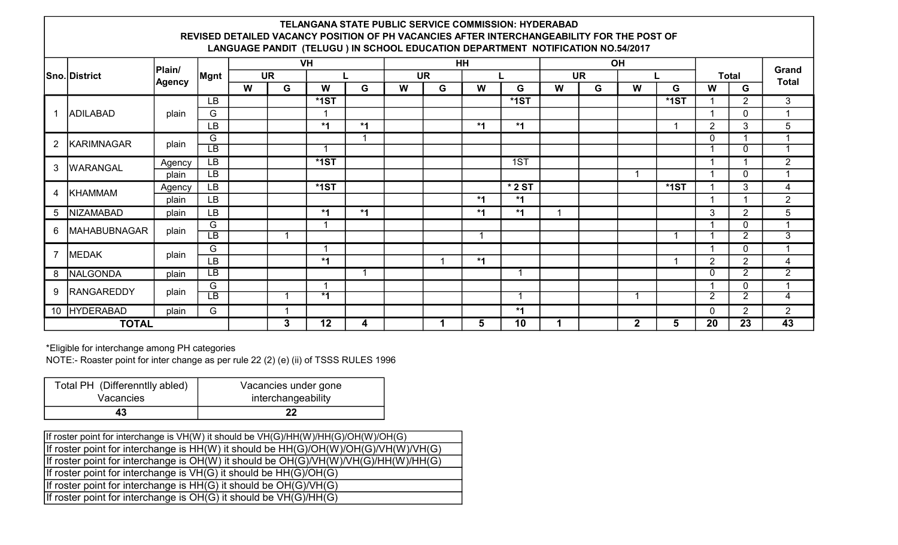**TELANGANA STATE PUBLIC SERVICE COMMISSION: HYDERABAD**
**REVISED DETAILED VACANCY POSITION OF PH VACANCIES AFTER INTERCHANGEABILITY FOR THE POST OF LANGUAGE PANDIT (TELUGU ) IN SCHOOL EDUCATION DEPARTMENT NOTIFICATION NO.54/2017**

| Sno. | District | Plain/ Agency | Mgnt | VH | | | | HH | | | | OH | | | | Total | | Grand Total |
|---|---|---|---|---|---|---|---|---|---|---|---|---|---|---|---|---|---|---|
| | | | | UR | | L | | UR | | L | | UR | | L | | | | |
| | | | | W | G | W | G | W | G | W | G | W | G | W | G | W | G | |
| 1 | ADILABAD | plain | LB | | | *1ST | | | | | *1ST | | | | *1ST | 1 | 2 | 3 |
| | | | G | | | 1 | | | | | | | | | | 1 | 0 | 1 |
| | | | LB | | | *1 | *1 | | | *1 | *1 | | | | 1 | 2 | 3 | 5 |
| 2 | KARIMNAGAR | plain | G | | | | 1 | | | | | | | | | 0 | 1 | 1 |
| | | | LB | | | 1 | | | | | | | | | | 1 | 0 | 1 |
| 3 | WARANGAL | Agency | LB | | | *1ST | | | | | 1ST | | | | | 1 | 1 | 2 |
| | | plain | LB | | | | | | | | | | | 1 | | 1 | 0 | 1 |
| 4 | KHAMMAM | Agency | LB | | | *1ST | | | | | * 2 ST | | | | *1ST | 1 | 3 | 4 |
| | | plain | LB | | | | | | | *1 | *1 | | | | | 1 | 1 | 2 |
| 5 | NIZAMABAD | plain | LB | | | *1 | *1 | | | *1 | *1 | 1 | | | | 3 | 2 | 5 |
| 6 | MAHABUBNAGAR | plain | G | | | 1 | | | | | | | | | | 1 | 0 | 1 |
| | | | LB | | 1 | | | | | 1 | | | | | 1 | 1 | 2 | 3 |
| 7 | MEDAK | plain | G | | | 1 | | | | | | | | | | 1 | 0 | 1 |
| | | | LB | | | *1 | | | 1 | *1 | | | | | 1 | 2 | 2 | 4 |
| 8 | NALGONDA | plain | LB | | | | 1 | | | | 1 | | | | | 0 | 2 | 2 |
| 9 | RANGAREDDY | plain | G | | | 1 | | | | | | | | | | 1 | 0 | 1 |
| | | | LB | | 1 | *1 | | | | | 1 | | | 1 | | 2 | 2 | 4 |
| 10 | HYDERABAD | plain | G | | 1 | | | | | | *1 | | | | | 0 | 2 | 2 |
| **TOTAL** | | | | | **3** | **12** | **4** | | **1** | **5** | **10** | **1** | | **2** | **5** | **20** | **23** | **43** |

*Eligible for interchange among PH categories

NOTE:- Roaster point for inter change as per rule 22 (2) (e) (ii) of TSSS RULES 1996

| Total PH (Differenntlly abled) Vacancies | Vacancies under gone interchangeability |
|---|---|
| **43** | **22** |

| |
|---|
| If roster point for interchange is VH(W) it should be VH(G)/HH(W)/HH(G)/OH(W)/OH(G) |
| If roster point for interchange is HH(W) it should be HH(G)/OH(W)/OH(G)/VH(W)/VH(G) |
| If roster point for interchange is OH(W) it should be OH(G)/VH(W)/VH(G)/HH(W)/HH(G) |
| If roster point for interchange is VH(G) it should be HH(G)/OH(G) |
| If roster point for interchange is HH(G) it should be OH(G)/VH(G) |
| If roster point for interchange is OH(G) it should be VH(G)/HH(G) |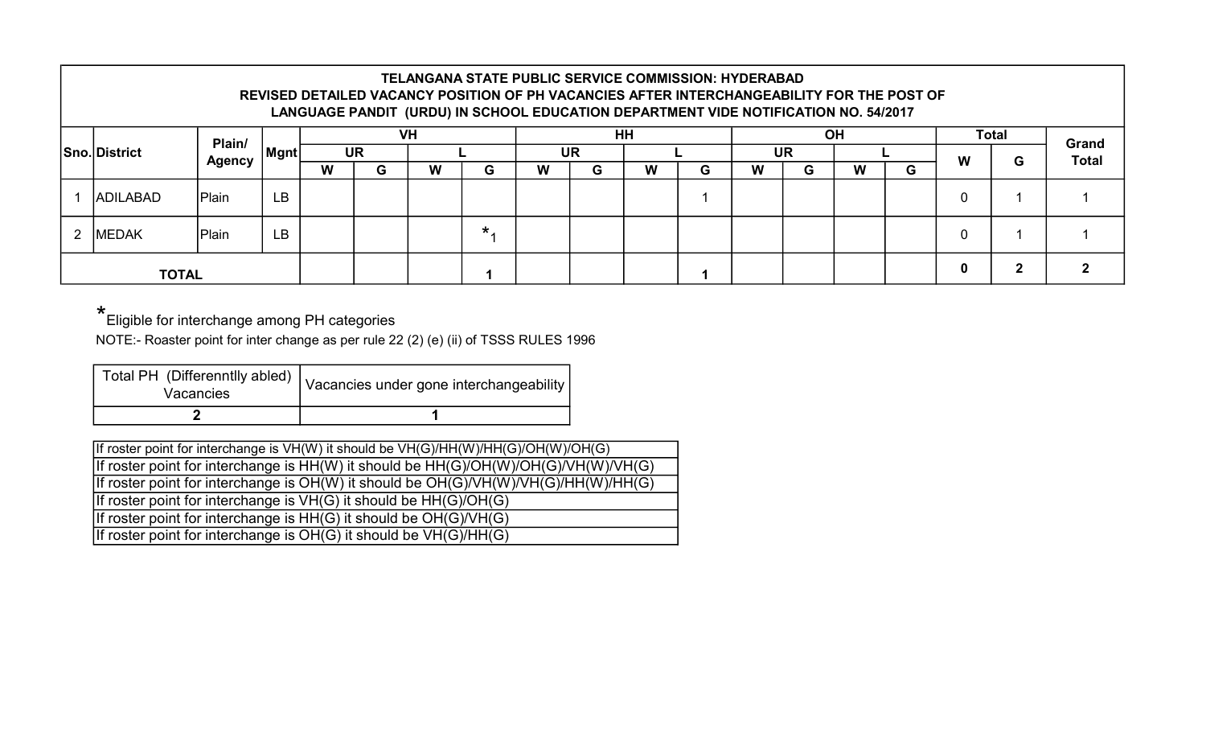**TELANGANA STATE PUBLIC SERVICE COMMISSION: HYDERABAD**
**REVISED DETAILED VACANCY POSITION OF PH VACANCIES AFTER INTERCHANGEABILITY FOR THE POST OF LANGUAGE PANDIT (URDU) IN SCHOOL EDUCATION DEPARTMENT VIDE NOTIFICATION NO. 54/2017**

| Sno. | District | Plain/ Agency | Mgnt | VH | | | | HH | | | | OH | | | | Total | | Grand Total |
|---|---|---|---|---|---|---|---|---|---|---|---|---|---|---|---|---|---|---|
| | | | | UR | | L | | UR | | L | | UR | | L | | W | G | |
| | | | | W | G | W | G | W | G | W | G | W | G | W | G | | | |
| 1 | ADILABAD | Plain | LB | | | | | | | | 1 | | | | | 0 | 1 | 1 |
| 2 | MEDAK | Plain | LB | | | | *1 | | | | | | | | | 0 | 1 | 1 |
| TOTAL | | | | | | | 1 | | | | 1 | | | | | 0 | 2 | 2 |

*Eligible for interchange among PH categories

NOTE:- Roaster point for inter change as per rule 22 (2) (e) (ii) of TSSS RULES 1996

| Total PH (Differenntlly abled) Vacancies | Vacancies under gone interchangeability |
|---|---|
| 2 | 1 |

| |
|---|
| If roster point for interchange is VH(W) it should be VH(G)/HH(W)/HH(G)/OH(W)/OH(G) |
| If roster point for interchange is HH(W) it should be HH(G)/OH(W)/OH(G)/VH(W)/VH(G) |
| If roster point for interchange is OH(W) it should be OH(G)/VH(W)/VH(G)/HH(W)/HH(G) |
| If roster point for interchange is VH(G) it should be HH(G)/OH(G) |
| If roster point for interchange is HH(G) it should be OH(G)/VH(G) |
| If roster point for interchange is OH(G) it should be VH(G)/HH(G) |